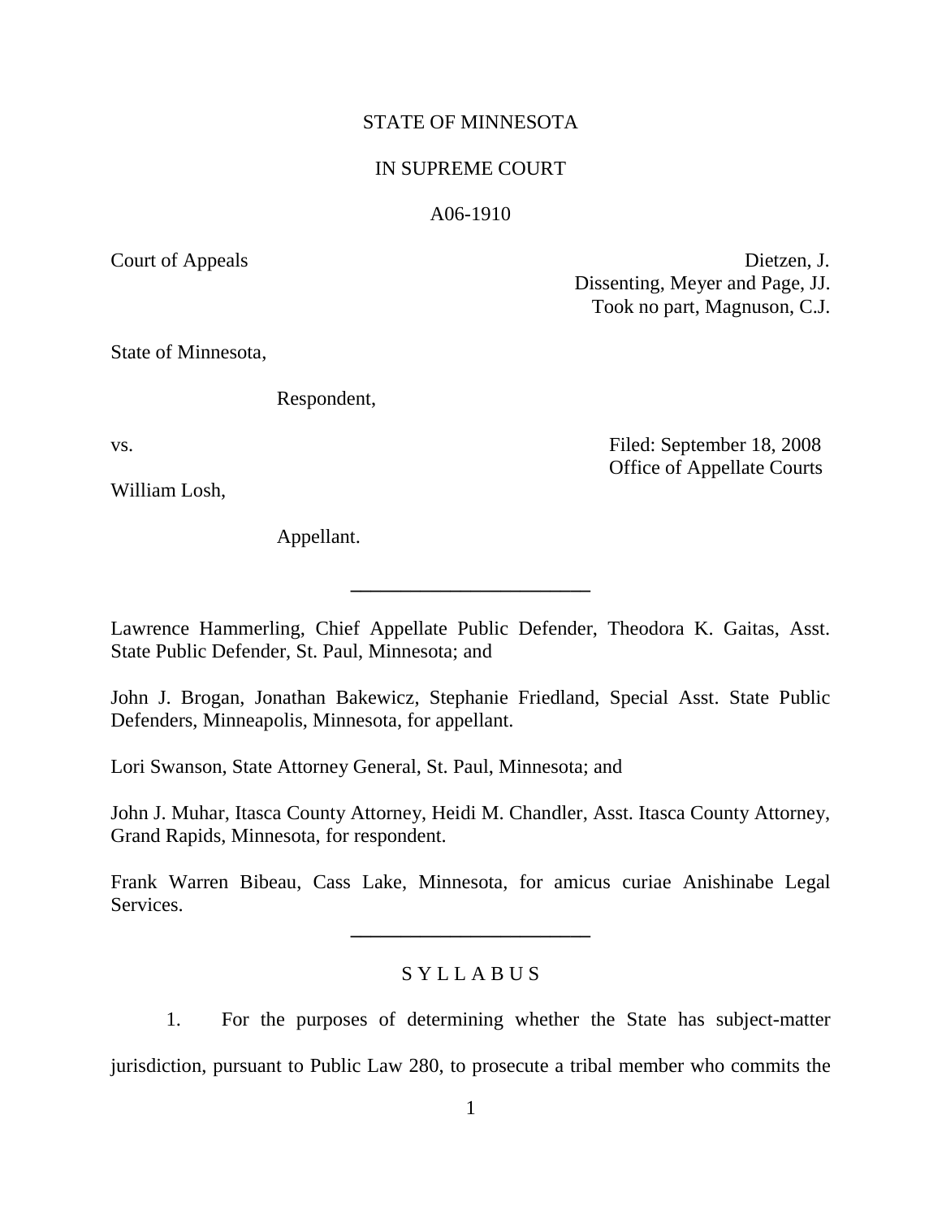STATE OF MINNESOTA

IN SUPREME COURT

A06-1910

Court of Appeals

Dietzen, J.
Dissenting, Meyer and Page, JJ.
Took no part, Magnuson, C.J.

State of Minnesota,

Respondent,

vs.

Filed: September 18, 2008
Office of Appellate Courts

William Losh,

Appellant.

---

Lawrence Hammerling, Chief Appellate Public Defender, Theodora K. Gaitas, Asst. State Public Defender, St. Paul, Minnesota; and

John J. Brogan, Jonathan Bakewicz, Stephanie Friedland, Special Asst. State Public Defenders, Minneapolis, Minnesota, for appellant.

Lori Swanson, State Attorney General, St. Paul, Minnesota; and

John J. Muhar, Itasca County Attorney, Heidi M. Chandler, Asst. Itasca County Attorney, Grand Rapids, Minnesota, for respondent.

Frank Warren Bibeau, Cass Lake, Minnesota, for amicus curiae Anishinabe Legal Services.

---

S Y L L A B U S

1. For the purposes of determining whether the State has subject-matter jurisdiction, pursuant to Public Law 280, to prosecute a tribal member who commits the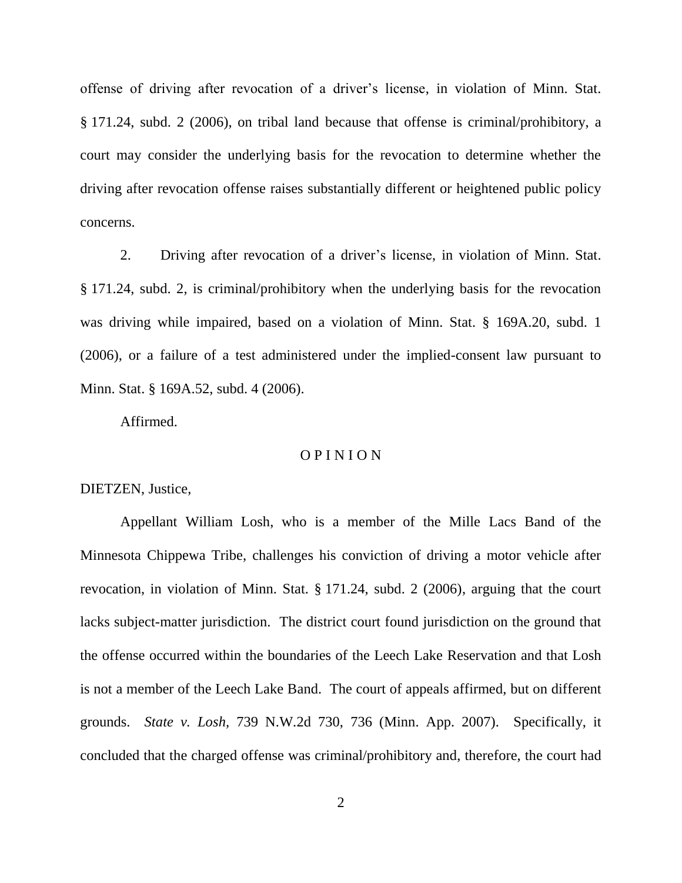offense of driving after revocation of a driver's license, in violation of Minn. Stat. § 171.24, subd. 2 (2006), on tribal land because that offense is criminal/prohibitory, a court may consider the underlying basis for the revocation to determine whether the driving after revocation offense raises substantially different or heightened public policy concerns.

2. Driving after revocation of a driver's license, in violation of Minn. Stat. § 171.24, subd. 2, is criminal/prohibitory when the underlying basis for the revocation was driving while impaired, based on a violation of Minn. Stat. § 169A.20, subd. 1 (2006), or a failure of a test administered under the implied-consent law pursuant to Minn. Stat. § 169A.52, subd. 4 (2006).

Affirmed.

O P I N I O N

DIETZEN, Justice,

Appellant William Losh, who is a member of the Mille Lacs Band of the Minnesota Chippewa Tribe, challenges his conviction of driving a motor vehicle after revocation, in violation of Minn. Stat. § 171.24, subd. 2 (2006), arguing that the court lacks subject-matter jurisdiction. The district court found jurisdiction on the ground that the offense occurred within the boundaries of the Leech Lake Reservation and that Losh is not a member of the Leech Lake Band. The court of appeals affirmed, but on different grounds. *State v. Losh*, 739 N.W.2d 730, 736 (Minn. App. 2007). Specifically, it concluded that the charged offense was criminal/prohibitory and, therefore, the court had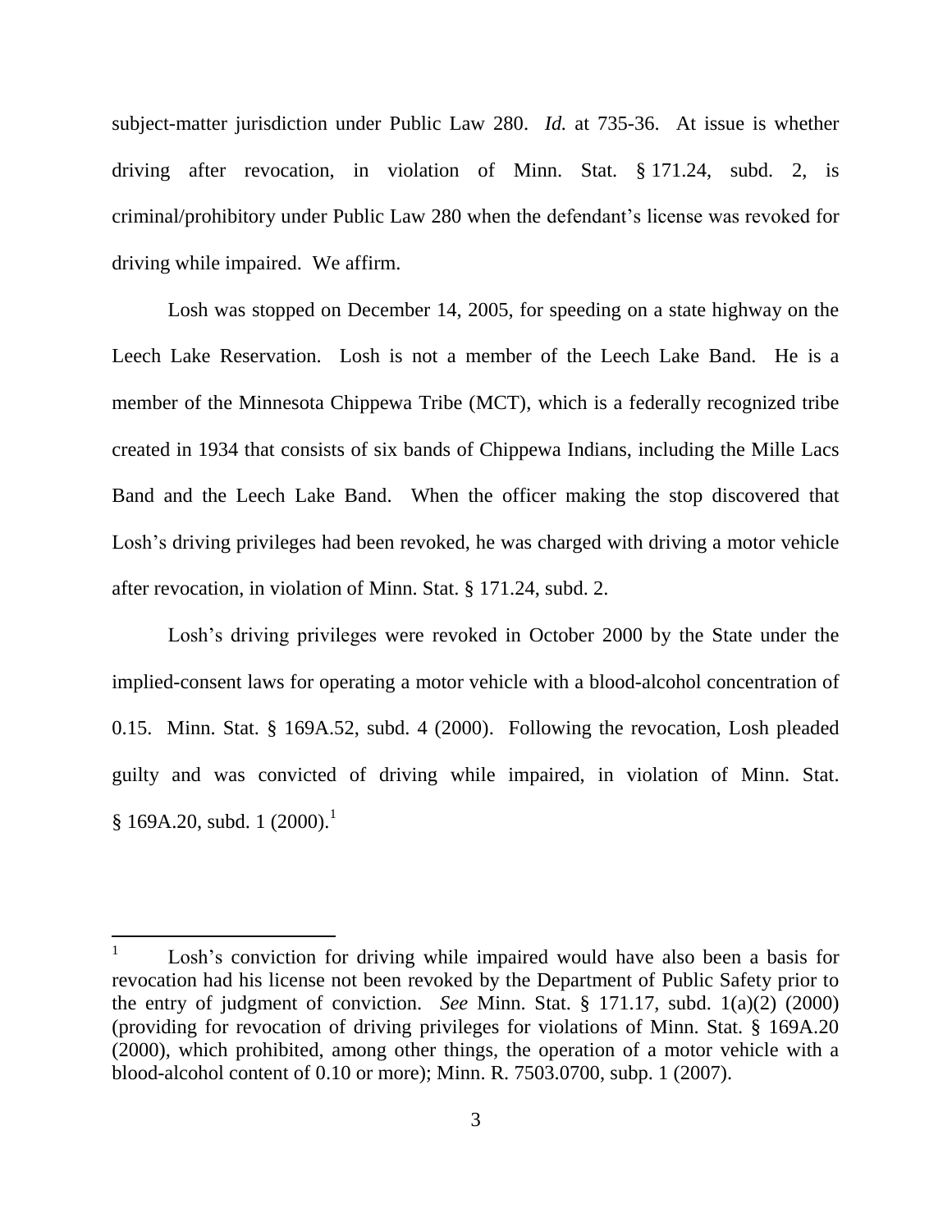subject-matter jurisdiction under Public Law 280. *Id.* at 735-36. At issue is whether driving after revocation, in violation of Minn. Stat. § 171.24, subd. 2, is criminal/prohibitory under Public Law 280 when the defendant's license was revoked for driving while impaired. We affirm.

Losh was stopped on December 14, 2005, for speeding on a state highway on the Leech Lake Reservation. Losh is not a member of the Leech Lake Band. He is a member of the Minnesota Chippewa Tribe (MCT), which is a federally recognized tribe created in 1934 that consists of six bands of Chippewa Indians, including the Mille Lacs Band and the Leech Lake Band. When the officer making the stop discovered that Losh's driving privileges had been revoked, he was charged with driving a motor vehicle after revocation, in violation of Minn. Stat. § 171.24, subd. 2.

Losh's driving privileges were revoked in October 2000 by the State under the implied-consent laws for operating a motor vehicle with a blood-alcohol concentration of 0.15. Minn. Stat. § 169A.52, subd. 4 (2000). Following the revocation, Losh pleaded guilty and was convicted of driving while impaired, in violation of Minn. Stat. § 169A.20, subd. 1 (2000).[1]

---

[1] Losh's conviction for driving while impaired would have also been a basis for revocation had his license not been revoked by the Department of Public Safety prior to the entry of judgment of conviction. *See* Minn. Stat. § 171.17, subd. 1(a)(2) (2000) (providing for revocation of driving privileges for violations of Minn. Stat. § 169A.20 (2000), which prohibited, among other things, the operation of a motor vehicle with a blood-alcohol content of 0.10 or more); Minn. R. 7503.0700, subp. 1 (2007).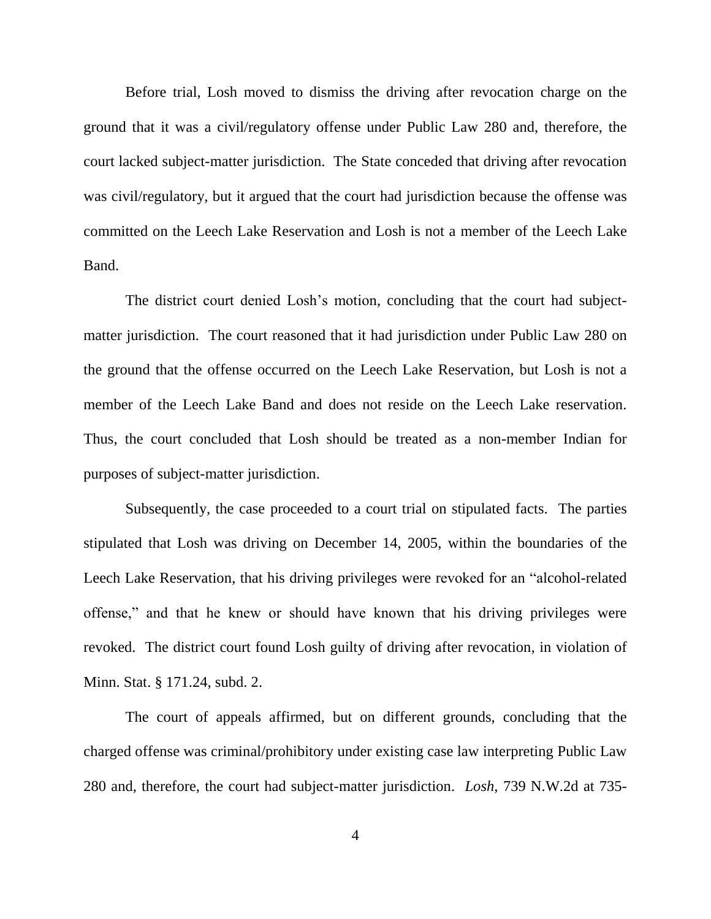Before trial, Losh moved to dismiss the driving after revocation charge on the ground that it was a civil/regulatory offense under Public Law 280 and, therefore, the court lacked subject-matter jurisdiction. The State conceded that driving after revocation was civil/regulatory, but it argued that the court had jurisdiction because the offense was committed on the Leech Lake Reservation and Losh is not a member of the Leech Lake Band.

The district court denied Losh's motion, concluding that the court had subject-matter jurisdiction. The court reasoned that it had jurisdiction under Public Law 280 on the ground that the offense occurred on the Leech Lake Reservation, but Losh is not a member of the Leech Lake Band and does not reside on the Leech Lake reservation. Thus, the court concluded that Losh should be treated as a non-member Indian for purposes of subject-matter jurisdiction.

Subsequently, the case proceeded to a court trial on stipulated facts. The parties stipulated that Losh was driving on December 14, 2005, within the boundaries of the Leech Lake Reservation, that his driving privileges were revoked for an "alcohol-related offense," and that he knew or should have known that his driving privileges were revoked. The district court found Losh guilty of driving after revocation, in violation of Minn. Stat. § 171.24, subd. 2.

The court of appeals affirmed, but on different grounds, concluding that the charged offense was criminal/prohibitory under existing case law interpreting Public Law 280 and, therefore, the court had subject-matter jurisdiction. *Losh*, 739 N.W.2d at 735-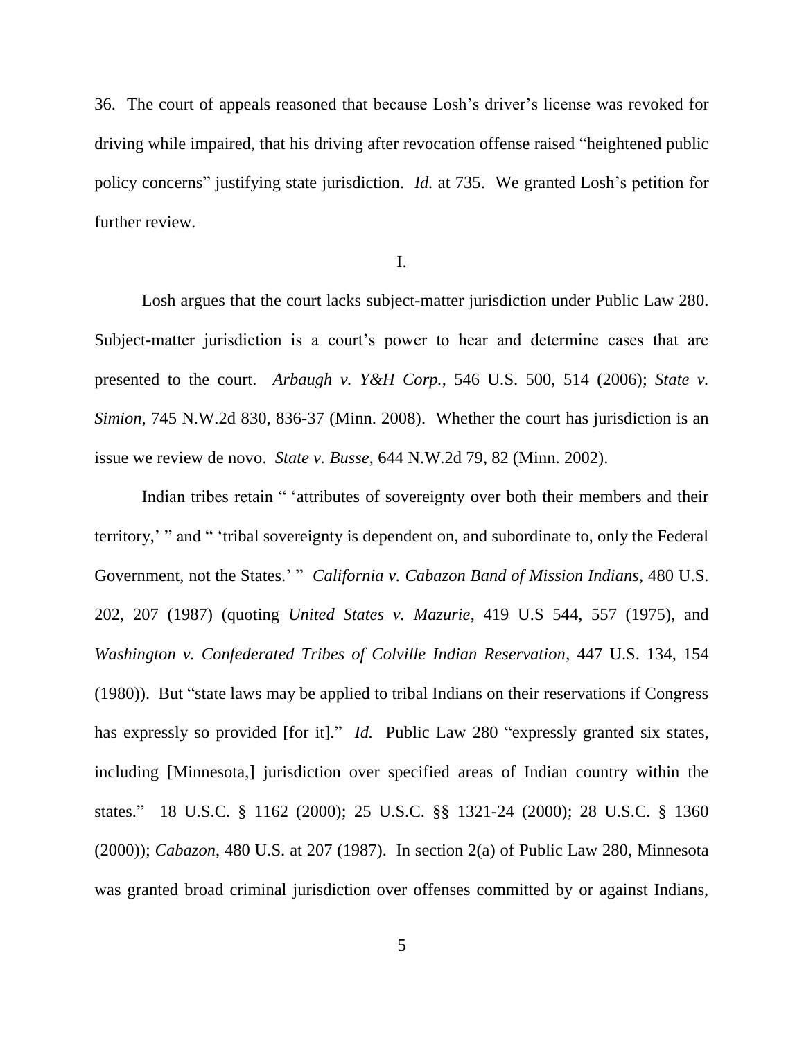36. The court of appeals reasoned that because Losh's driver's license was revoked for driving while impaired, that his driving after revocation offense raised "heightened public policy concerns" justifying state jurisdiction. *Id.* at 735. We granted Losh's petition for further review.

I.

Losh argues that the court lacks subject-matter jurisdiction under Public Law 280. Subject-matter jurisdiction is a court's power to hear and determine cases that are presented to the court. *Arbaugh v. Y&H Corp.*, 546 U.S. 500, 514 (2006); *State v. Simion*, 745 N.W.2d 830, 836-37 (Minn. 2008). Whether the court has jurisdiction is an issue we review de novo. *State v. Busse*, 644 N.W.2d 79, 82 (Minn. 2002).

Indian tribes retain " 'attributes of sovereignty over both their members and their territory,' " and " 'tribal sovereignty is dependent on, and subordinate to, only the Federal Government, not the States.' " *California v. Cabazon Band of Mission Indians*, 480 U.S. 202, 207 (1987) (quoting *United States v. Mazurie*, 419 U.S 544, 557 (1975), and *Washington v. Confederated Tribes of Colville Indian Reservation*, 447 U.S. 134, 154 (1980)). But "state laws may be applied to tribal Indians on their reservations if Congress has expressly so provided [for it]." *Id.* Public Law 280 "expressly granted six states, including [Minnesota,] jurisdiction over specified areas of Indian country within the states." 18 U.S.C. § 1162 (2000); 25 U.S.C. §§ 1321-24 (2000); 28 U.S.C. § 1360 (2000)); *Cabazon*, 480 U.S. at 207 (1987). In section 2(a) of Public Law 280, Minnesota was granted broad criminal jurisdiction over offenses committed by or against Indians,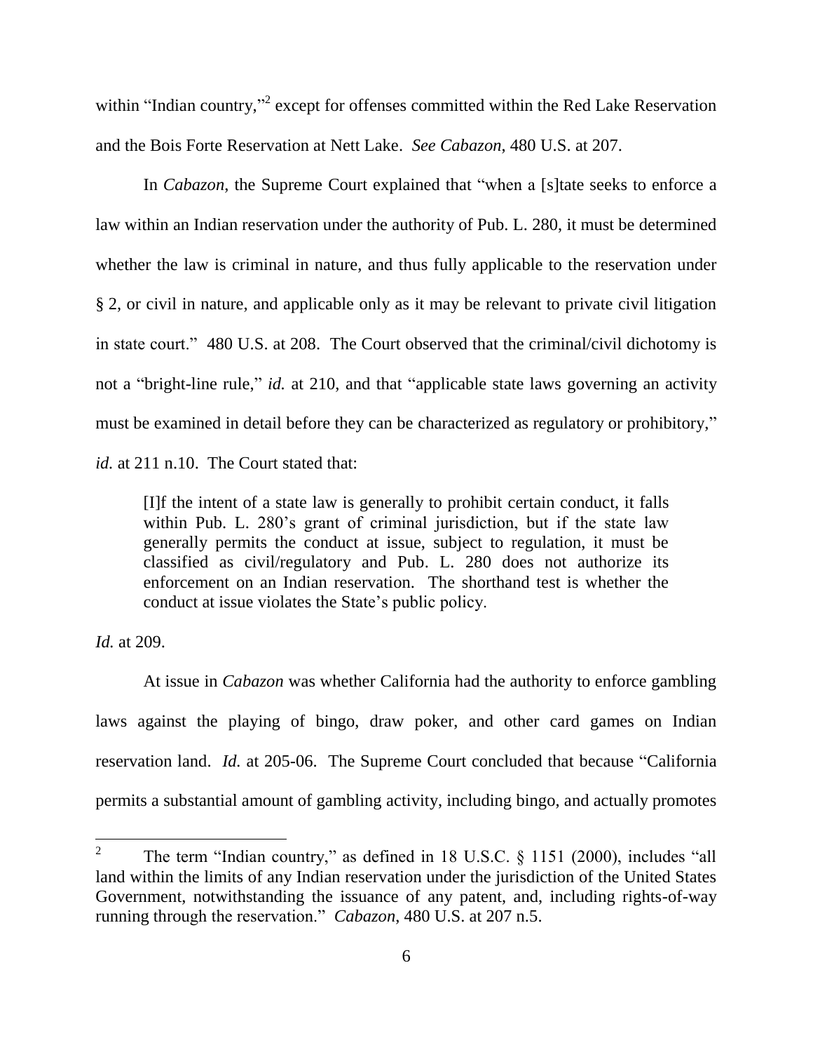within "Indian country,"[2] except for offenses committed within the Red Lake Reservation and the Bois Forte Reservation at Nett Lake. *See Cabazon*, 480 U.S. at 207.

In *Cabazon*, the Supreme Court explained that "when a [s]tate seeks to enforce a law within an Indian reservation under the authority of Pub. L. 280, it must be determined whether the law is criminal in nature, and thus fully applicable to the reservation under § 2, or civil in nature, and applicable only as it may be relevant to private civil litigation in state court." 480 U.S. at 208. The Court observed that the criminal/civil dichotomy is not a "bright-line rule," *id.* at 210, and that "applicable state laws governing an activity must be examined in detail before they can be characterized as regulatory or prohibitory," *id.* at 211 n.10. The Court stated that:

> [I]f the intent of a state law is generally to prohibit certain conduct, it falls within Pub. L. 280's grant of criminal jurisdiction, but if the state law generally permits the conduct at issue, subject to regulation, it must be classified as civil/regulatory and Pub. L. 280 does not authorize its enforcement on an Indian reservation. The shorthand test is whether the conduct at issue violates the State's public policy.

*Id.* at 209.

At issue in *Cabazon* was whether California had the authority to enforce gambling laws against the playing of bingo, draw poker, and other card games on Indian reservation land. *Id.* at 205-06. The Supreme Court concluded that because "California permits a substantial amount of gambling activity, including bingo, and actually promotes

---

[2] The term "Indian country," as defined in 18 U.S.C. § 1151 (2000), includes "all land within the limits of any Indian reservation under the jurisdiction of the United States Government, notwithstanding the issuance of any patent, and, including rights-of-way running through the reservation." *Cabazon*, 480 U.S. at 207 n.5.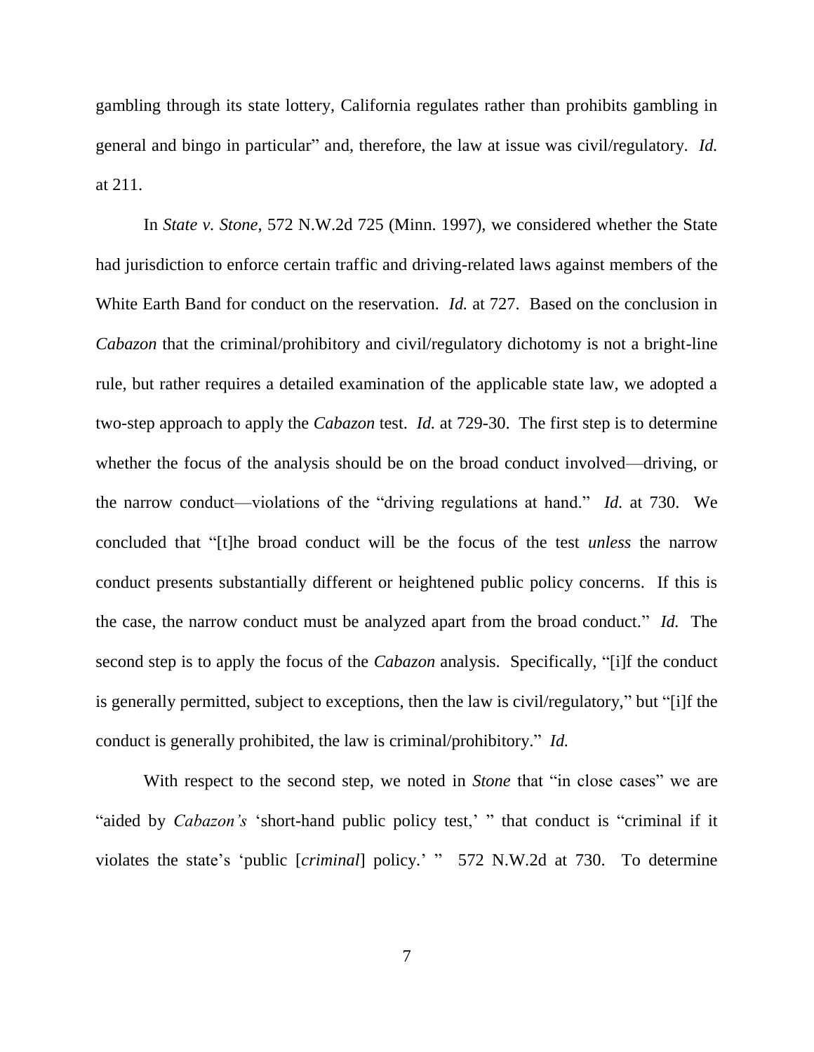gambling through its state lottery, California regulates rather than prohibits gambling in general and bingo in particular" and, therefore, the law at issue was civil/regulatory. *Id.* at 211.

In *State v. Stone*, 572 N.W.2d 725 (Minn. 1997), we considered whether the State had jurisdiction to enforce certain traffic and driving-related laws against members of the White Earth Band for conduct on the reservation. *Id.* at 727. Based on the conclusion in *Cabazon* that the criminal/prohibitory and civil/regulatory dichotomy is not a bright-line rule, but rather requires a detailed examination of the applicable state law, we adopted a two-step approach to apply the *Cabazon* test. *Id.* at 729-30. The first step is to determine whether the focus of the analysis should be on the broad conduct involved—driving, or the narrow conduct—violations of the "driving regulations at hand." *Id.* at 730. We concluded that "[t]he broad conduct will be the focus of the test *unless* the narrow conduct presents substantially different or heightened public policy concerns. If this is the case, the narrow conduct must be analyzed apart from the broad conduct." *Id.* The second step is to apply the focus of the *Cabazon* analysis. Specifically, "[i]f the conduct is generally permitted, subject to exceptions, then the law is civil/regulatory," but "[i]f the conduct is generally prohibited, the law is criminal/prohibitory." *Id.*

With respect to the second step, we noted in *Stone* that "in close cases" we are "aided by *Cabazon's* 'short-hand public policy test,' " that conduct is "criminal if it violates the state's 'public [*criminal*] policy.' " 572 N.W.2d at 730. To determine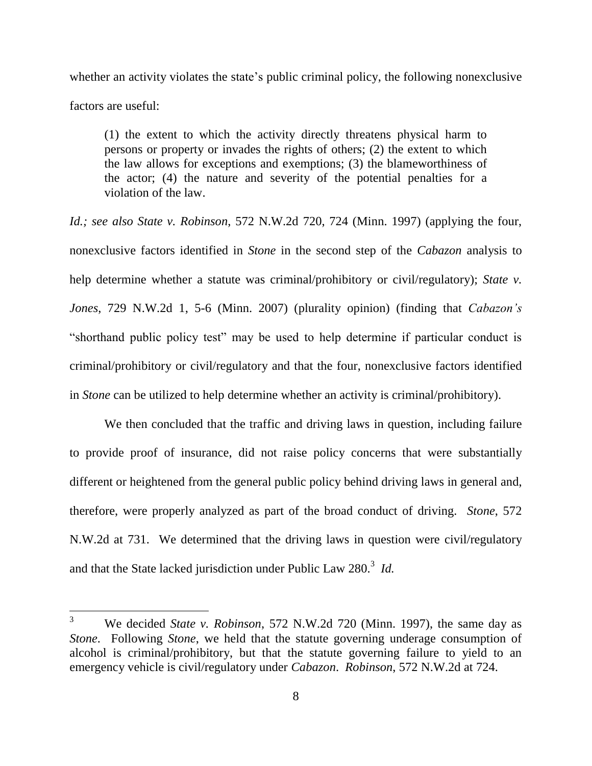whether an activity violates the state's public criminal policy, the following nonexclusive factors are useful:

> (1) the extent to which the activity directly threatens physical harm to persons or property or invades the rights of others; (2) the extent to which the law allows for exceptions and exemptions; (3) the blameworthiness of the actor; (4) the nature and severity of the potential penalties for a violation of the law.

*Id.; see also State v. Robinson*, 572 N.W.2d 720, 724 (Minn. 1997) (applying the four, nonexclusive factors identified in *Stone* in the second step of the *Cabazon* analysis to help determine whether a statute was criminal/prohibitory or civil/regulatory); *State v. Jones*, 729 N.W.2d 1, 5-6 (Minn. 2007) (plurality opinion) (finding that *Cabazon's* "shorthand public policy test" may be used to help determine if particular conduct is criminal/prohibitory or civil/regulatory and that the four, nonexclusive factors identified in *Stone* can be utilized to help determine whether an activity is criminal/prohibitory).

We then concluded that the traffic and driving laws in question, including failure to provide proof of insurance, did not raise policy concerns that were substantially different or heightened from the general public policy behind driving laws in general and, therefore, were properly analyzed as part of the broad conduct of driving. *Stone*, 572 N.W.2d at 731. We determined that the driving laws in question were civil/regulatory and that the State lacked jurisdiction under Public Law 280.[3] *Id.*

---

[3] We decided *State v. Robinson*, 572 N.W.2d 720 (Minn. 1997), the same day as *Stone*. Following *Stone*, we held that the statute governing underage consumption of alcohol is criminal/prohibitory, but that the statute governing failure to yield to an emergency vehicle is civil/regulatory under *Cabazon*. *Robinson*, 572 N.W.2d at 724.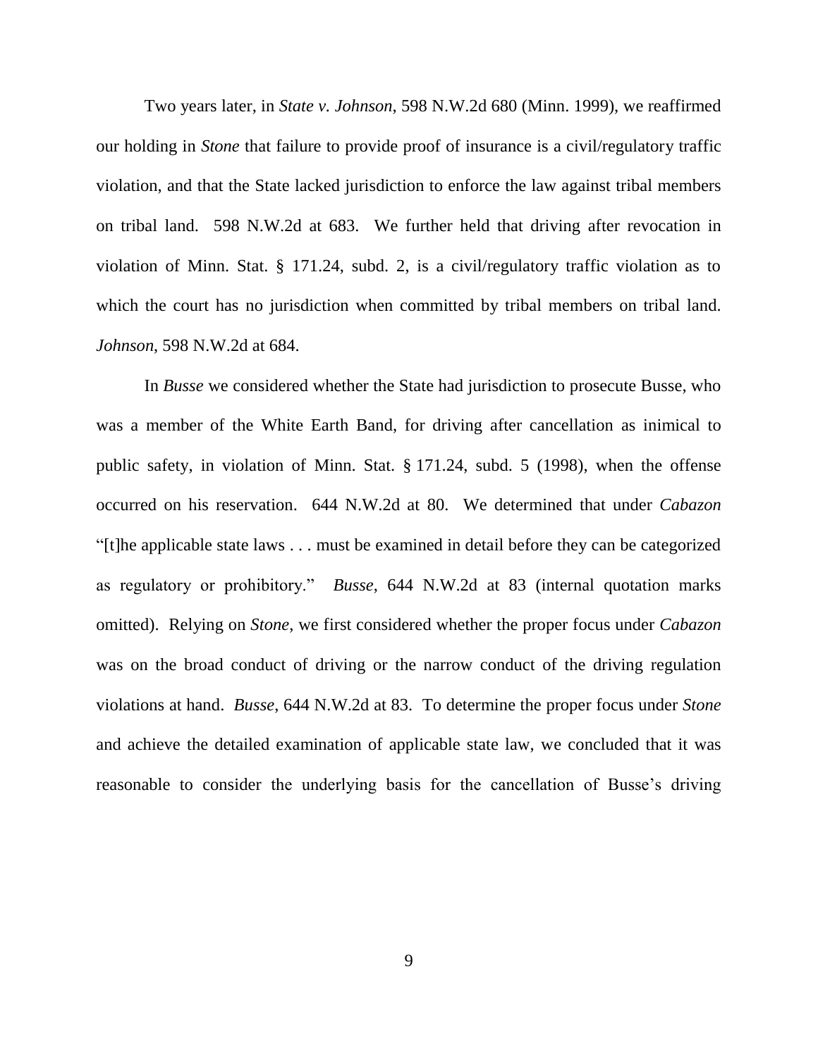Two years later, in *State v. Johnson*, 598 N.W.2d 680 (Minn. 1999), we reaffirmed our holding in *Stone* that failure to provide proof of insurance is a civil/regulatory traffic violation, and that the State lacked jurisdiction to enforce the law against tribal members on tribal land. 598 N.W.2d at 683. We further held that driving after revocation in violation of Minn. Stat. § 171.24, subd. 2, is a civil/regulatory traffic violation as to which the court has no jurisdiction when committed by tribal members on tribal land. *Johnson*, 598 N.W.2d at 684.

In *Busse* we considered whether the State had jurisdiction to prosecute Busse, who was a member of the White Earth Band, for driving after cancellation as inimical to public safety, in violation of Minn. Stat. § 171.24, subd. 5 (1998), when the offense occurred on his reservation. 644 N.W.2d at 80. We determined that under *Cabazon* "[t]he applicable state laws . . . must be examined in detail before they can be categorized as regulatory or prohibitory." *Busse*, 644 N.W.2d at 83 (internal quotation marks omitted). Relying on *Stone*, we first considered whether the proper focus under *Cabazon* was on the broad conduct of driving or the narrow conduct of the driving regulation violations at hand. *Busse*, 644 N.W.2d at 83. To determine the proper focus under *Stone* and achieve the detailed examination of applicable state law, we concluded that it was reasonable to consider the underlying basis for the cancellation of Busse's driving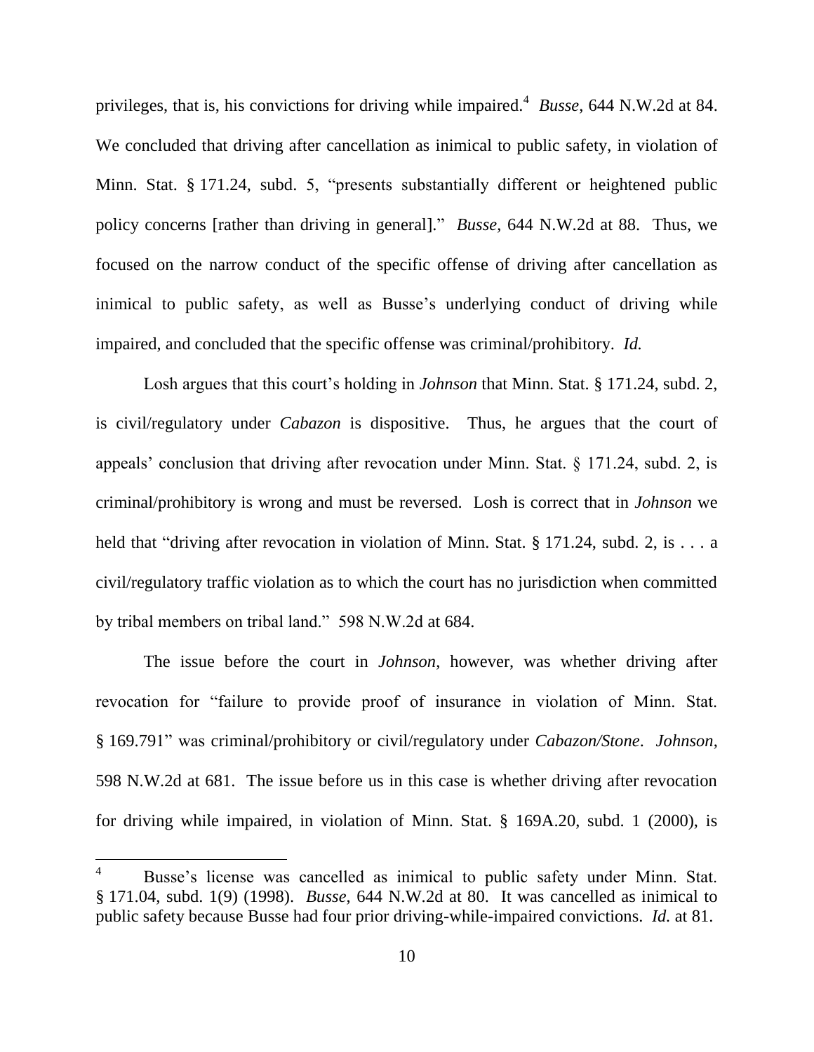privileges, that is, his convictions for driving while impaired.[4] *Busse*, 644 N.W.2d at 84. We concluded that driving after cancellation as inimical to public safety, in violation of Minn. Stat. § 171.24, subd. 5, "presents substantially different or heightened public policy concerns [rather than driving in general]." *Busse*, 644 N.W.2d at 88. Thus, we focused on the narrow conduct of the specific offense of driving after cancellation as inimical to public safety, as well as Busse's underlying conduct of driving while impaired, and concluded that the specific offense was criminal/prohibitory. *Id.*

Losh argues that this court's holding in *Johnson* that Minn. Stat. § 171.24, subd. 2, is civil/regulatory under *Cabazon* is dispositive. Thus, he argues that the court of appeals' conclusion that driving after revocation under Minn. Stat. § 171.24, subd. 2, is criminal/prohibitory is wrong and must be reversed. Losh is correct that in *Johnson* we held that "driving after revocation in violation of Minn. Stat. § 171.24, subd. 2, is . . . a civil/regulatory traffic violation as to which the court has no jurisdiction when committed by tribal members on tribal land." 598 N.W.2d at 684.

The issue before the court in *Johnson*, however, was whether driving after revocation for "failure to provide proof of insurance in violation of Minn. Stat. § 169.791" was criminal/prohibitory or civil/regulatory under *Cabazon/Stone*. *Johnson*, 598 N.W.2d at 681. The issue before us in this case is whether driving after revocation for driving while impaired, in violation of Minn. Stat. § 169A.20, subd. 1 (2000), is

---

[4] Busse's license was cancelled as inimical to public safety under Minn. Stat. § 171.04, subd. 1(9) (1998). *Busse*, 644 N.W.2d at 80. It was cancelled as inimical to public safety because Busse had four prior driving-while-impaired convictions. *Id.* at 81.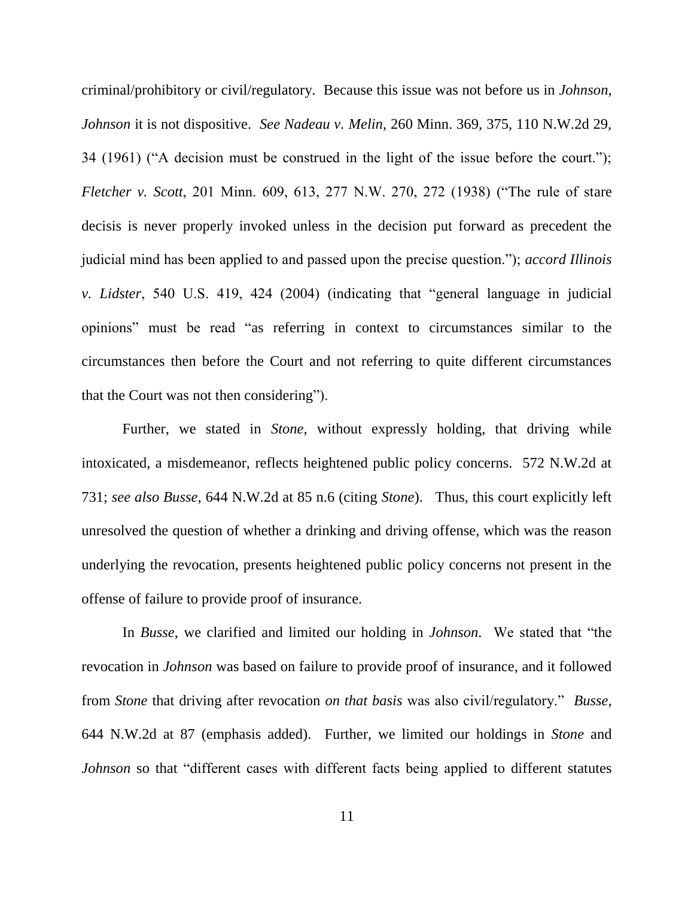criminal/prohibitory or civil/regulatory. Because this issue was not before us in *Johnson*, *Johnson* it is not dispositive. *See Nadeau v. Melin*, 260 Minn. 369, 375, 110 N.W.2d 29, 34 (1961) ("A decision must be construed in the light of the issue before the court."); *Fletcher v. Scott*, 201 Minn. 609, 613, 277 N.W. 270, 272 (1938) ("The rule of stare decisis is never properly invoked unless in the decision put forward as precedent the judicial mind has been applied to and passed upon the precise question."); *accord Illinois v. Lidster*, 540 U.S. 419, 424 (2004) (indicating that "general language in judicial opinions" must be read "as referring in context to circumstances similar to the circumstances then before the Court and not referring to quite different circumstances that the Court was not then considering").

Further, we stated in *Stone*, without expressly holding, that driving while intoxicated, a misdemeanor, reflects heightened public policy concerns. 572 N.W.2d at 731; *see also Busse*, 644 N.W.2d at 85 n.6 (citing *Stone*). Thus, this court explicitly left unresolved the question of whether a drinking and driving offense, which was the reason underlying the revocation, presents heightened public policy concerns not present in the offense of failure to provide proof of insurance.

In *Busse*, we clarified and limited our holding in *Johnson*. We stated that "the revocation in *Johnson* was based on failure to provide proof of insurance, and it followed from *Stone* that driving after revocation *on that basis* was also civil/regulatory." *Busse*, 644 N.W.2d at 87 (emphasis added). Further, we limited our holdings in *Stone* and *Johnson* so that "different cases with different facts being applied to different statutes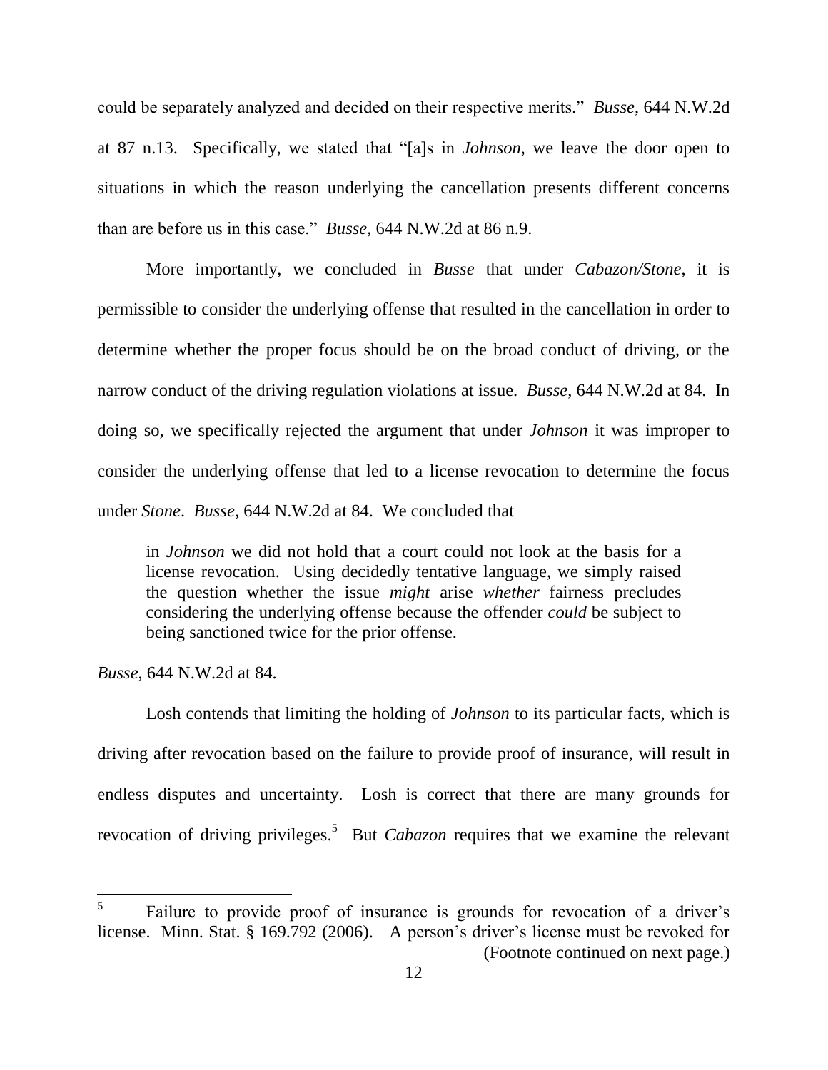could be separately analyzed and decided on their respective merits." *Busse*, 644 N.W.2d at 87 n.13. Specifically, we stated that "[a]s in *Johnson*, we leave the door open to situations in which the reason underlying the cancellation presents different concerns than are before us in this case." *Busse*, 644 N.W.2d at 86 n.9.

More importantly, we concluded in *Busse* that under *Cabazon/Stone*, it is permissible to consider the underlying offense that resulted in the cancellation in order to determine whether the proper focus should be on the broad conduct of driving, or the narrow conduct of the driving regulation violations at issue. *Busse*, 644 N.W.2d at 84. In doing so, we specifically rejected the argument that under *Johnson* it was improper to consider the underlying offense that led to a license revocation to determine the focus under *Stone*. *Busse*, 644 N.W.2d at 84. We concluded that

> in *Johnson* we did not hold that a court could not look at the basis for a license revocation. Using decidedly tentative language, we simply raised the question whether the issue *might* arise *whether* fairness precludes considering the underlying offense because the offender *could* be subject to being sanctioned twice for the prior offense.

*Busse*, 644 N.W.2d at 84.

Losh contends that limiting the holding of *Johnson* to its particular facts, which is driving after revocation based on the failure to provide proof of insurance, will result in endless disputes and uncertainty. Losh is correct that there are many grounds for revocation of driving privileges.[5] But *Cabazon* requires that we examine the relevant

---

[5] Failure to provide proof of insurance is grounds for revocation of a driver's license. Minn. Stat. § 169.792 (2006). A person's driver's license must be revoked for (Footnote continued on next page.)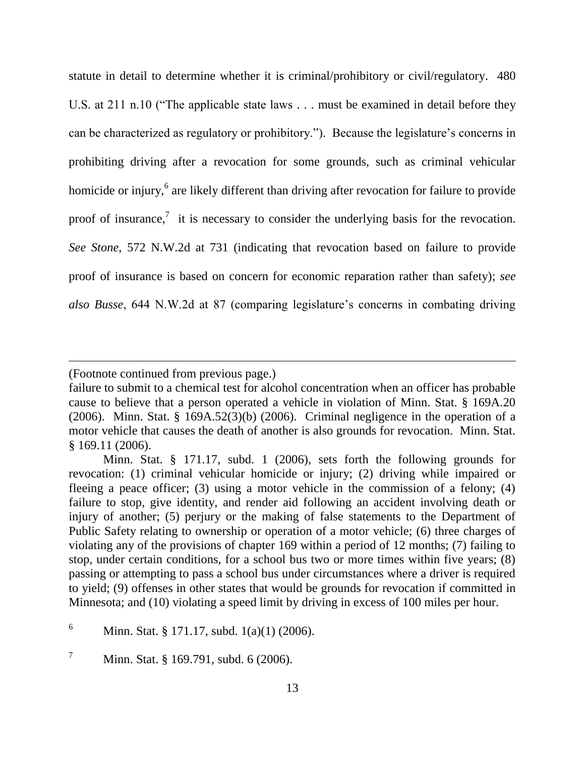statute in detail to determine whether it is criminal/prohibitory or civil/regulatory. 480 U.S. at 211 n.10 ("The applicable state laws . . . must be examined in detail before they can be characterized as regulatory or prohibitory."). Because the legislature's concerns in prohibiting driving after a revocation for some grounds, such as criminal vehicular homicide or injury,[6] are likely different than driving after revocation for failure to provide proof of insurance,[7] it is necessary to consider the underlying basis for the revocation. *See Stone*, 572 N.W.2d at 731 (indicating that revocation based on failure to provide proof of insurance is based on concern for economic reparation rather than safety); *see also Busse*, 644 N.W.2d at 87 (comparing legislature's concerns in combating driving

---

(Footnote continued from previous page.)

failure to submit to a chemical test for alcohol concentration when an officer has probable cause to believe that a person operated a vehicle in violation of Minn. Stat. § 169A.20 (2006). Minn. Stat. § 169A.52(3)(b) (2006). Criminal negligence in the operation of a motor vehicle that causes the death of another is also grounds for revocation. Minn. Stat. § 169.11 (2006).

Minn. Stat. § 171.17, subd. 1 (2006), sets forth the following grounds for revocation: (1) criminal vehicular homicide or injury; (2) driving while impaired or fleeing a peace officer; (3) using a motor vehicle in the commission of a felony; (4) failure to stop, give identity, and render aid following an accident involving death or injury of another; (5) perjury or the making of false statements to the Department of Public Safety relating to ownership or operation of a motor vehicle; (6) three charges of violating any of the provisions of chapter 169 within a period of 12 months; (7) failing to stop, under certain conditions, for a school bus two or more times within five years; (8) passing or attempting to pass a school bus under circumstances where a driver is required to yield; (9) offenses in other states that would be grounds for revocation if committed in Minnesota; and (10) violating a speed limit by driving in excess of 100 miles per hour.

[6] Minn. Stat. § 171.17, subd. 1(a)(1) (2006).

[7] Minn. Stat. § 169.791, subd. 6 (2006).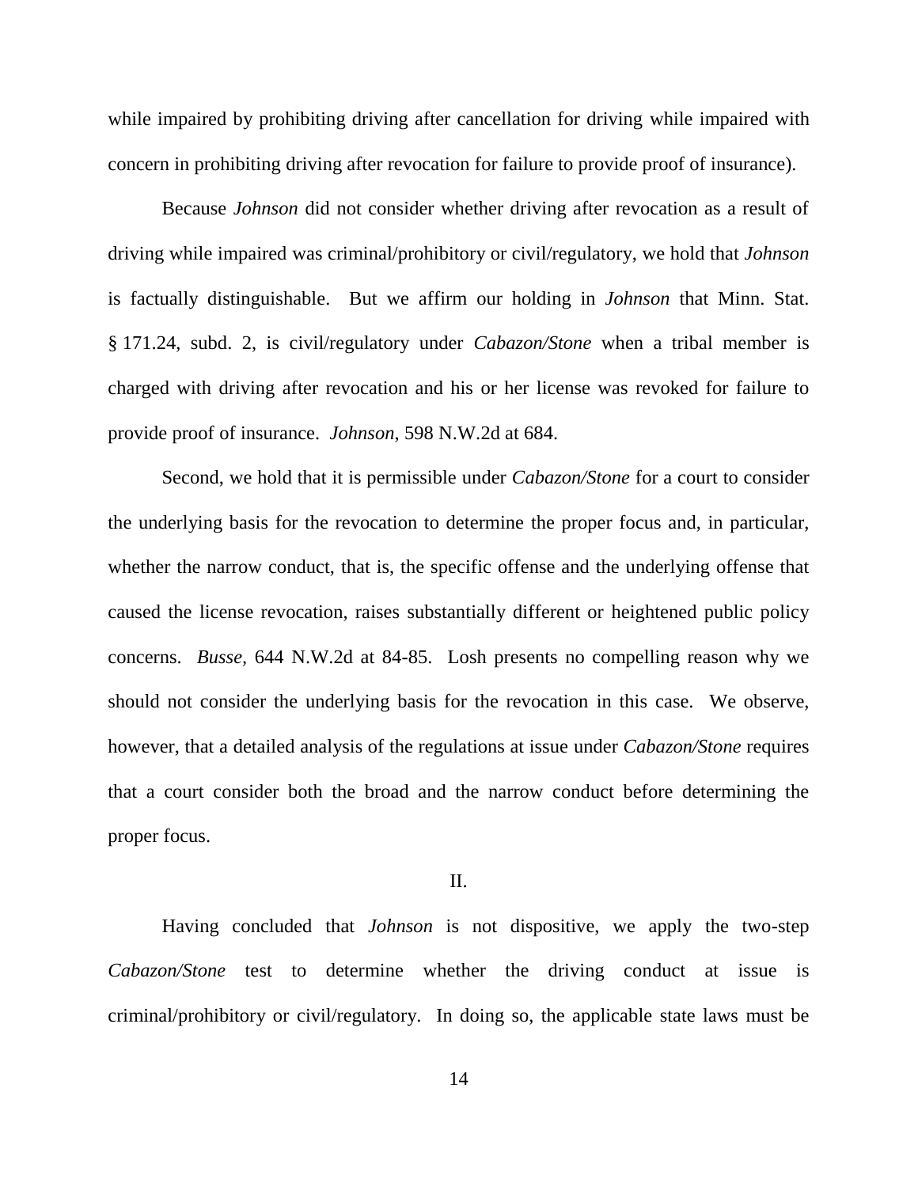while impaired by prohibiting driving after cancellation for driving while impaired with concern in prohibiting driving after revocation for failure to provide proof of insurance).

Because *Johnson* did not consider whether driving after revocation as a result of driving while impaired was criminal/prohibitory or civil/regulatory, we hold that *Johnson* is factually distinguishable. But we affirm our holding in *Johnson* that Minn. Stat. § 171.24, subd. 2, is civil/regulatory under *Cabazon/Stone* when a tribal member is charged with driving after revocation and his or her license was revoked for failure to provide proof of insurance. *Johnson*, 598 N.W.2d at 684.

Second, we hold that it is permissible under *Cabazon/Stone* for a court to consider the underlying basis for the revocation to determine the proper focus and, in particular, whether the narrow conduct, that is, the specific offense and the underlying offense that caused the license revocation, raises substantially different or heightened public policy concerns. *Busse*, 644 N.W.2d at 84-85. Losh presents no compelling reason why we should not consider the underlying basis for the revocation in this case. We observe, however, that a detailed analysis of the regulations at issue under *Cabazon/Stone* requires that a court consider both the broad and the narrow conduct before determining the proper focus.

II.

Having concluded that *Johnson* is not dispositive, we apply the two-step *Cabazon/Stone* test to determine whether the driving conduct at issue is criminal/prohibitory or civil/regulatory. In doing so, the applicable state laws must be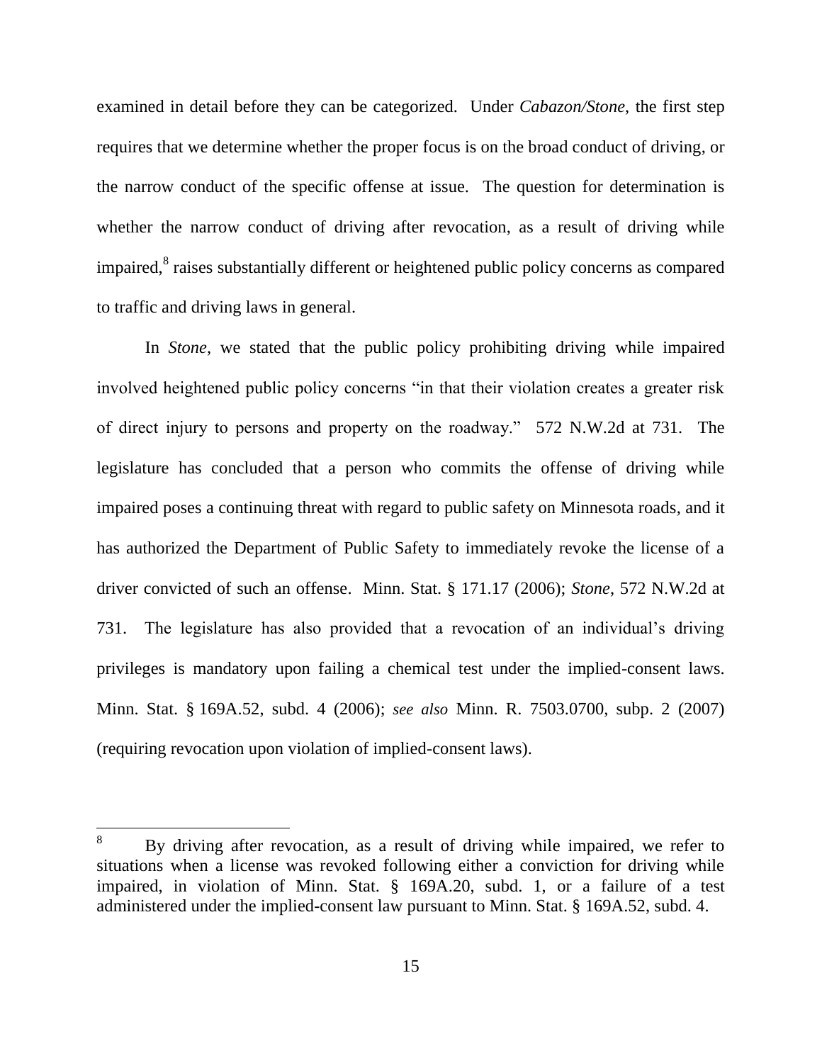examined in detail before they can be categorized. Under *Cabazon/Stone*, the first step requires that we determine whether the proper focus is on the broad conduct of driving, or the narrow conduct of the specific offense at issue. The question for determination is whether the narrow conduct of driving after revocation, as a result of driving while impaired,[8] raises substantially different or heightened public policy concerns as compared to traffic and driving laws in general.

In *Stone*, we stated that the public policy prohibiting driving while impaired involved heightened public policy concerns "in that their violation creates a greater risk of direct injury to persons and property on the roadway." 572 N.W.2d at 731. The legislature has concluded that a person who commits the offense of driving while impaired poses a continuing threat with regard to public safety on Minnesota roads, and it has authorized the Department of Public Safety to immediately revoke the license of a driver convicted of such an offense. Minn. Stat. § 171.17 (2006); *Stone*, 572 N.W.2d at 731. The legislature has also provided that a revocation of an individual's driving privileges is mandatory upon failing a chemical test under the implied-consent laws. Minn. Stat. § 169A.52, subd. 4 (2006); *see also* Minn. R. 7503.0700, subp. 2 (2007) (requiring revocation upon violation of implied-consent laws).

---

[8] By driving after revocation, as a result of driving while impaired, we refer to situations when a license was revoked following either a conviction for driving while impaired, in violation of Minn. Stat. § 169A.20, subd. 1, or a failure of a test administered under the implied-consent law pursuant to Minn. Stat. § 169A.52, subd. 4.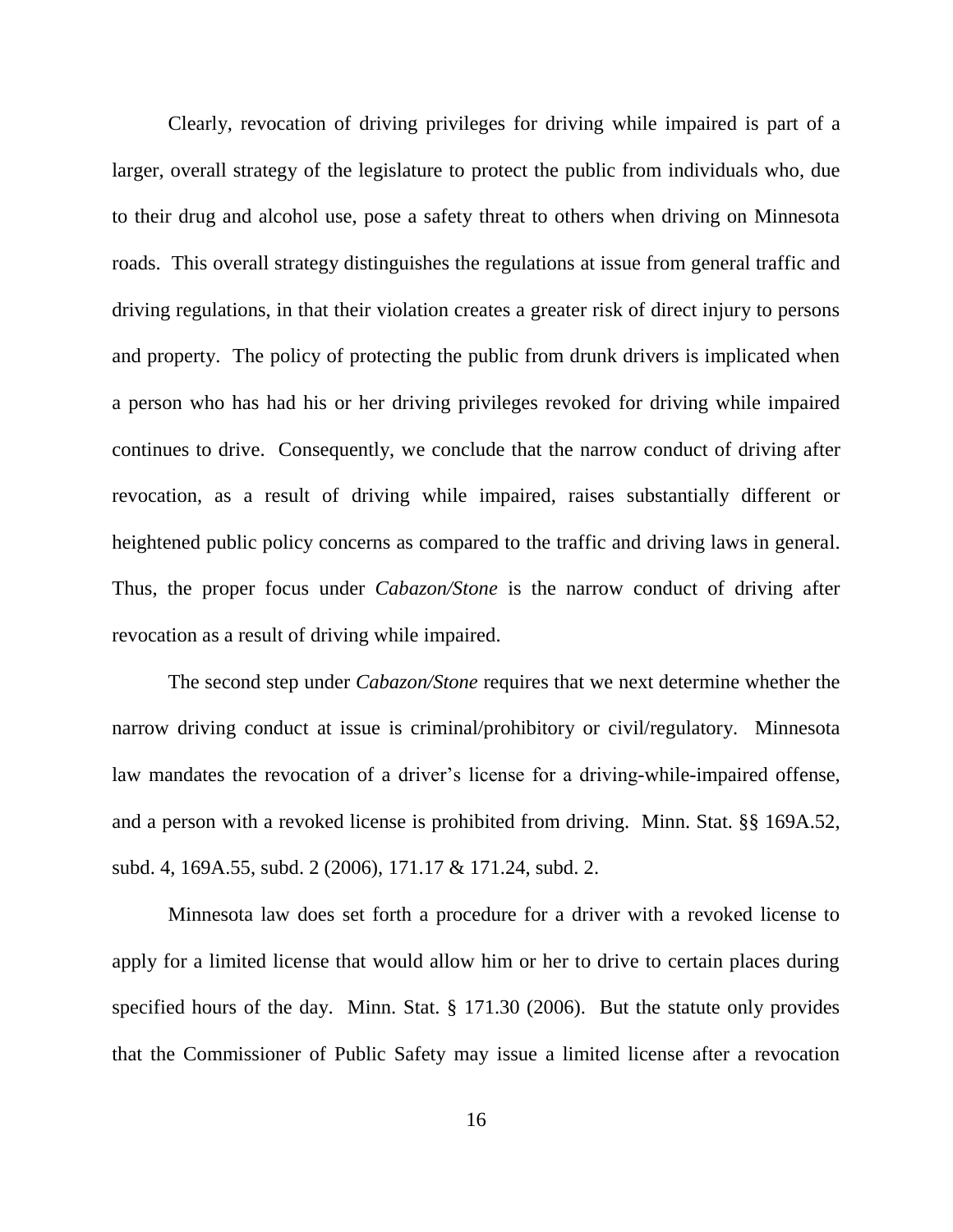Clearly, revocation of driving privileges for driving while impaired is part of a larger, overall strategy of the legislature to protect the public from individuals who, due to their drug and alcohol use, pose a safety threat to others when driving on Minnesota roads. This overall strategy distinguishes the regulations at issue from general traffic and driving regulations, in that their violation creates a greater risk of direct injury to persons and property. The policy of protecting the public from drunk drivers is implicated when a person who has had his or her driving privileges revoked for driving while impaired continues to drive. Consequently, we conclude that the narrow conduct of driving after revocation, as a result of driving while impaired, raises substantially different or heightened public policy concerns as compared to the traffic and driving laws in general. Thus, the proper focus under *Cabazon/Stone* is the narrow conduct of driving after revocation as a result of driving while impaired.

The second step under *Cabazon/Stone* requires that we next determine whether the narrow driving conduct at issue is criminal/prohibitory or civil/regulatory. Minnesota law mandates the revocation of a driver's license for a driving-while-impaired offense, and a person with a revoked license is prohibited from driving. Minn. Stat. §§ 169A.52, subd. 4, 169A.55, subd. 2 (2006), 171.17 & 171.24, subd. 2.

Minnesota law does set forth a procedure for a driver with a revoked license to apply for a limited license that would allow him or her to drive to certain places during specified hours of the day. Minn. Stat. § 171.30 (2006). But the statute only provides that the Commissioner of Public Safety may issue a limited license after a revocation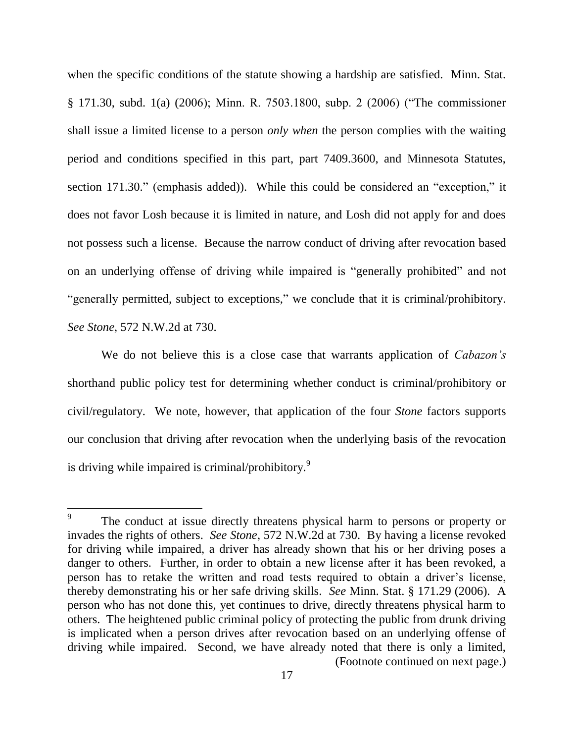when the specific conditions of the statute showing a hardship are satisfied. Minn. Stat. § 171.30, subd. 1(a) (2006); Minn. R. 7503.1800, subp. 2 (2006) ("The commissioner shall issue a limited license to a person *only when* the person complies with the waiting period and conditions specified in this part, part 7409.3600, and Minnesota Statutes, section 171.30." (emphasis added)). While this could be considered an "exception," it does not favor Losh because it is limited in nature, and Losh did not apply for and does not possess such a license. Because the narrow conduct of driving after revocation based on an underlying offense of driving while impaired is "generally prohibited" and not "generally permitted, subject to exceptions," we conclude that it is criminal/prohibitory. *See Stone*, 572 N.W.2d at 730.

We do not believe this is a close case that warrants application of *Cabazon's* shorthand public policy test for determining whether conduct is criminal/prohibitory or civil/regulatory. We note, however, that application of the four *Stone* factors supports our conclusion that driving after revocation when the underlying basis of the revocation is driving while impaired is criminal/prohibitory.[9]

---

[9] The conduct at issue directly threatens physical harm to persons or property or invades the rights of others. *See Stone*, 572 N.W.2d at 730. By having a license revoked for driving while impaired, a driver has already shown that his or her driving poses a danger to others. Further, in order to obtain a new license after it has been revoked, a person has to retake the written and road tests required to obtain a driver's license, thereby demonstrating his or her safe driving skills. *See* Minn. Stat. § 171.29 (2006). A person who has not done this, yet continues to drive, directly threatens physical harm to others. The heightened public criminal policy of protecting the public from drunk driving is implicated when a person drives after revocation based on an underlying offense of driving while impaired. Second, we have already noted that there is only a limited,

(Footnote continued on next page.)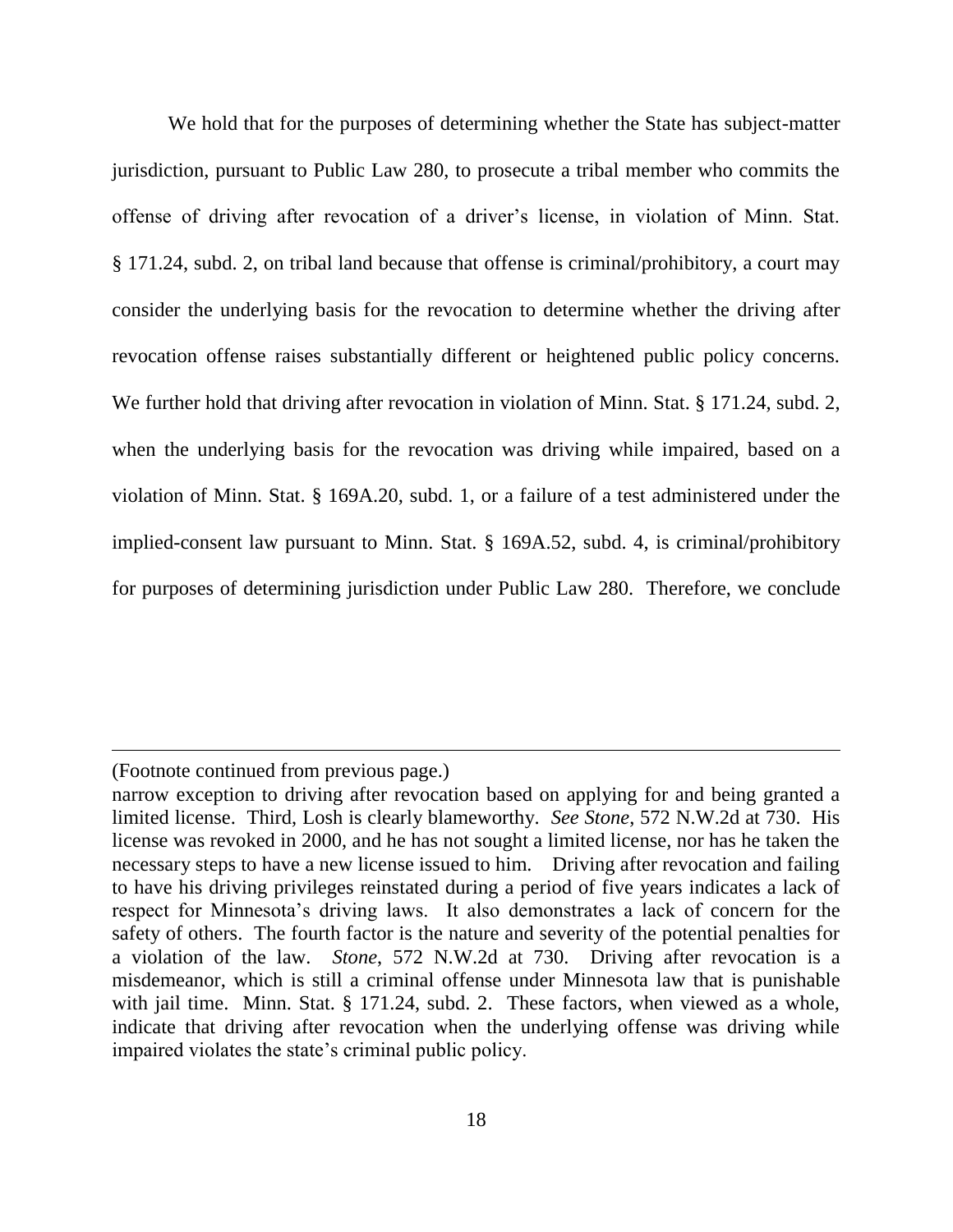We hold that for the purposes of determining whether the State has subject-matter jurisdiction, pursuant to Public Law 280, to prosecute a tribal member who commits the offense of driving after revocation of a driver's license, in violation of Minn. Stat. § 171.24, subd. 2, on tribal land because that offense is criminal/prohibitory, a court may consider the underlying basis for the revocation to determine whether the driving after revocation offense raises substantially different or heightened public policy concerns. We further hold that driving after revocation in violation of Minn. Stat. § 171.24, subd. 2, when the underlying basis for the revocation was driving while impaired, based on a violation of Minn. Stat. § 169A.20, subd. 1, or a failure of a test administered under the implied-consent law pursuant to Minn. Stat. § 169A.52, subd. 4, is criminal/prohibitory for purposes of determining jurisdiction under Public Law 280. Therefore, we conclude

---

(Footnote continued from previous page.)
narrow exception to driving after revocation based on applying for and being granted a limited license. Third, Losh is clearly blameworthy. *See Stone*, 572 N.W.2d at 730. His license was revoked in 2000, and he has not sought a limited license, nor has he taken the necessary steps to have a new license issued to him. Driving after revocation and failing to have his driving privileges reinstated during a period of five years indicates a lack of respect for Minnesota's driving laws. It also demonstrates a lack of concern for the safety of others. The fourth factor is the nature and severity of the potential penalties for a violation of the law. *Stone*, 572 N.W.2d at 730. Driving after revocation is a misdemeanor, which is still a criminal offense under Minnesota law that is punishable with jail time. Minn. Stat. § 171.24, subd. 2. These factors, when viewed as a whole, indicate that driving after revocation when the underlying offense was driving while impaired violates the state's criminal public policy.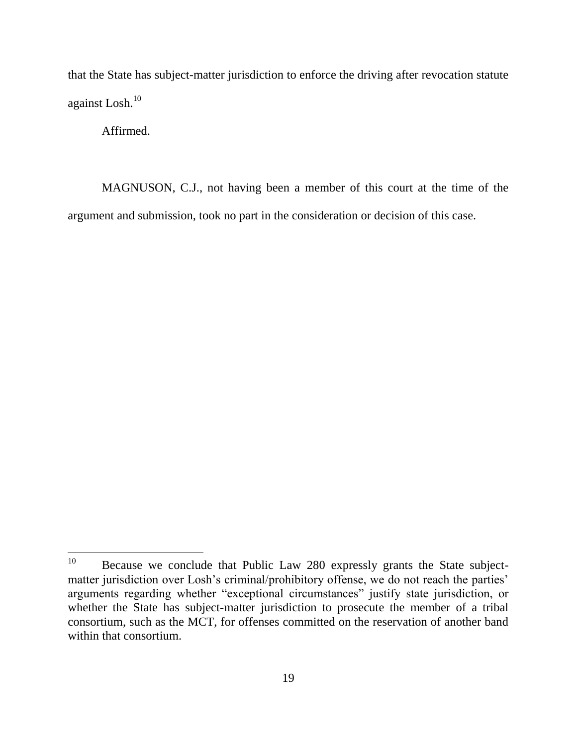that the State has subject-matter jurisdiction to enforce the driving after revocation statute against Losh.[10]

Affirmed.

MAGNUSON, C.J., not having been a member of this court at the time of the argument and submission, took no part in the consideration or decision of this case.

---

[10] Because we conclude that Public Law 280 expressly grants the State subject-matter jurisdiction over Losh's criminal/prohibitory offense, we do not reach the parties' arguments regarding whether "exceptional circumstances" justify state jurisdiction, or whether the State has subject-matter jurisdiction to prosecute the member of a tribal consortium, such as the MCT, for offenses committed on the reservation of another band within that consortium.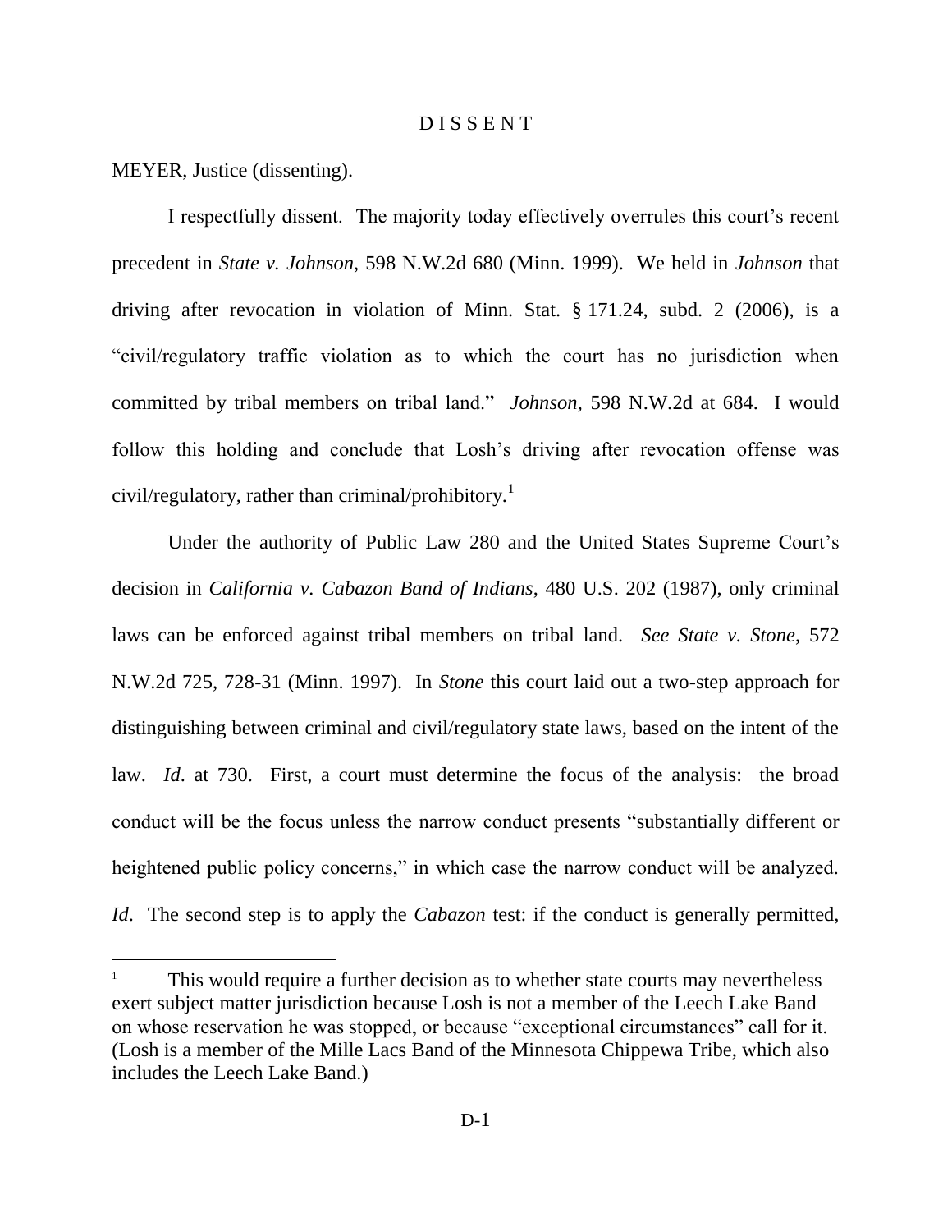# D I S S E N T

MEYER, Justice (dissenting).

I respectfully dissent. The majority today effectively overrules this court's recent precedent in *State v. Johnson*, 598 N.W.2d 680 (Minn. 1999). We held in *Johnson* that driving after revocation in violation of Minn. Stat. § 171.24, subd. 2 (2006), is a "civil/regulatory traffic violation as to which the court has no jurisdiction when committed by tribal members on tribal land." *Johnson*, 598 N.W.2d at 684. I would follow this holding and conclude that Losh's driving after revocation offense was civil/regulatory, rather than criminal/prohibitory.[1]

Under the authority of Public Law 280 and the United States Supreme Court's decision in *California v. Cabazon Band of Indians*, 480 U.S. 202 (1987), only criminal laws can be enforced against tribal members on tribal land. *See State v. Stone*, 572 N.W.2d 725, 728-31 (Minn. 1997). In *Stone* this court laid out a two-step approach for distinguishing between criminal and civil/regulatory state laws, based on the intent of the law. *Id*. at 730. First, a court must determine the focus of the analysis: the broad conduct will be the focus unless the narrow conduct presents "substantially different or heightened public policy concerns," in which case the narrow conduct will be analyzed. *Id*. The second step is to apply the *Cabazon* test: if the conduct is generally permitted,

---

[1] This would require a further decision as to whether state courts may nevertheless exert subject matter jurisdiction because Losh is not a member of the Leech Lake Band on whose reservation he was stopped, or because "exceptional circumstances" call for it. (Losh is a member of the Mille Lacs Band of the Minnesota Chippewa Tribe, which also includes the Leech Lake Band.)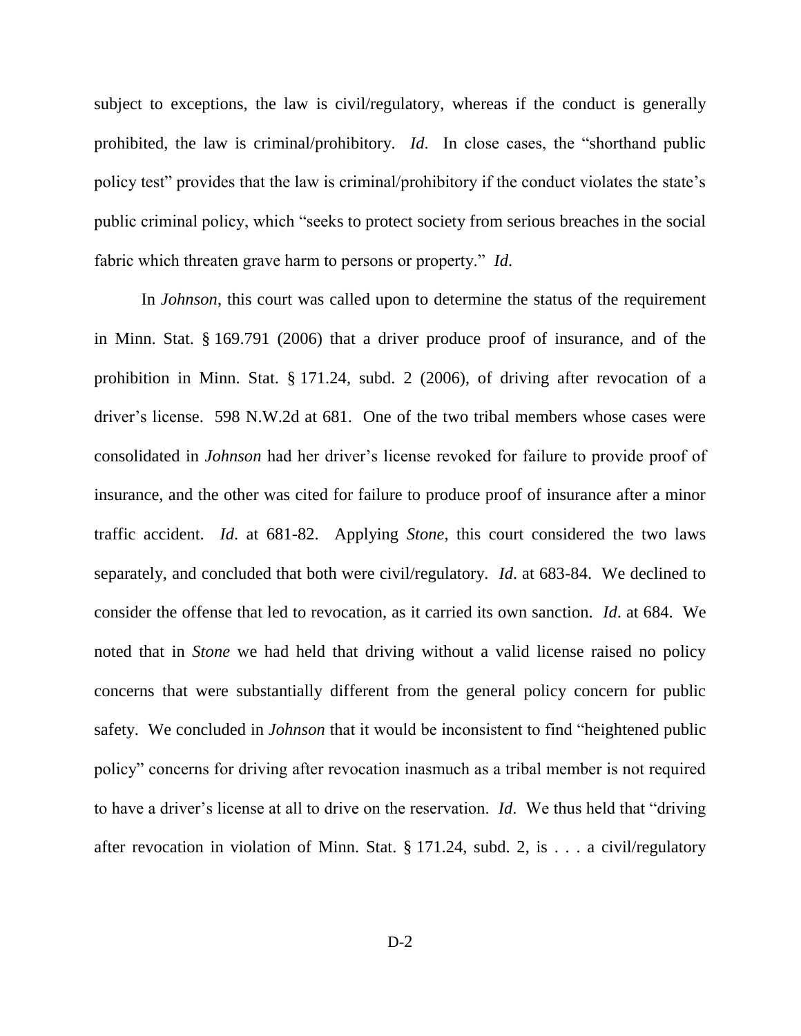subject to exceptions, the law is civil/regulatory, whereas if the conduct is generally prohibited, the law is criminal/prohibitory. *Id*. In close cases, the "shorthand public policy test" provides that the law is criminal/prohibitory if the conduct violates the state's public criminal policy, which "seeks to protect society from serious breaches in the social fabric which threaten grave harm to persons or property." *Id*.

In *Johnson*, this court was called upon to determine the status of the requirement in Minn. Stat. § 169.791 (2006) that a driver produce proof of insurance, and of the prohibition in Minn. Stat. § 171.24, subd. 2 (2006), of driving after revocation of a driver's license. 598 N.W.2d at 681. One of the two tribal members whose cases were consolidated in *Johnson* had her driver's license revoked for failure to provide proof of insurance, and the other was cited for failure to produce proof of insurance after a minor traffic accident. *Id*. at 681-82. Applying *Stone*, this court considered the two laws separately, and concluded that both were civil/regulatory. *Id*. at 683-84. We declined to consider the offense that led to revocation, as it carried its own sanction. *Id*. at 684. We noted that in *Stone* we had held that driving without a valid license raised no policy concerns that were substantially different from the general policy concern for public safety. We concluded in *Johnson* that it would be inconsistent to find "heightened public policy" concerns for driving after revocation inasmuch as a tribal member is not required to have a driver's license at all to drive on the reservation. *Id*. We thus held that "driving after revocation in violation of Minn. Stat. § 171.24, subd. 2, is . . . a civil/regulatory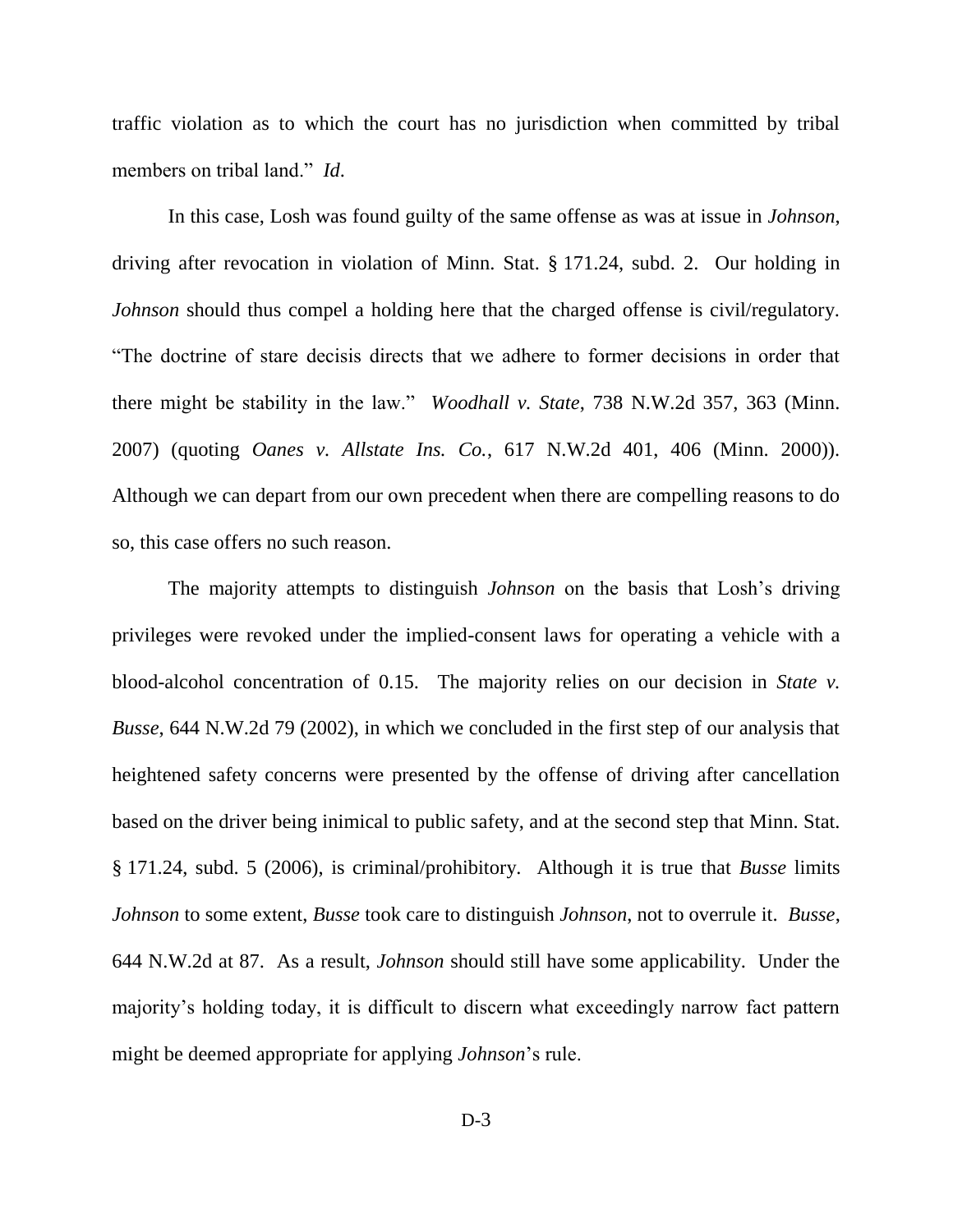traffic violation as to which the court has no jurisdiction when committed by tribal members on tribal land." *Id*.

In this case, Losh was found guilty of the same offense as was at issue in *Johnson*, driving after revocation in violation of Minn. Stat. § 171.24, subd. 2. Our holding in *Johnson* should thus compel a holding here that the charged offense is civil/regulatory. "The doctrine of stare decisis directs that we adhere to former decisions in order that there might be stability in the law." *Woodhall v. State*, 738 N.W.2d 357, 363 (Minn. 2007) (quoting *Oanes v. Allstate Ins. Co.*, 617 N.W.2d 401, 406 (Minn. 2000)). Although we can depart from our own precedent when there are compelling reasons to do so, this case offers no such reason.

The majority attempts to distinguish *Johnson* on the basis that Losh's driving privileges were revoked under the implied-consent laws for operating a vehicle with a blood-alcohol concentration of 0.15. The majority relies on our decision in *State v. Busse*, 644 N.W.2d 79 (2002), in which we concluded in the first step of our analysis that heightened safety concerns were presented by the offense of driving after cancellation based on the driver being inimical to public safety, and at the second step that Minn. Stat. § 171.24, subd. 5 (2006), is criminal/prohibitory. Although it is true that *Busse* limits *Johnson* to some extent, *Busse* took care to distinguish *Johnson*, not to overrule it. *Busse*, 644 N.W.2d at 87. As a result, *Johnson* should still have some applicability. Under the majority's holding today, it is difficult to discern what exceedingly narrow fact pattern might be deemed appropriate for applying *Johnson*'s rule.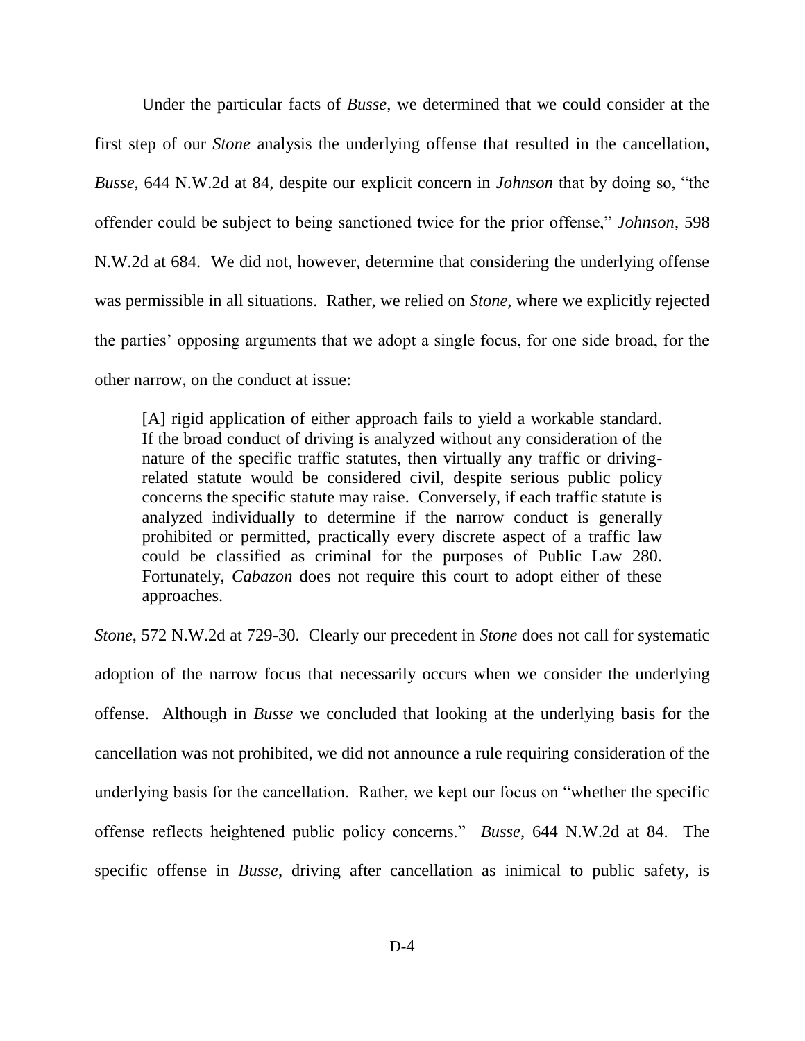Under the particular facts of *Busse*, we determined that we could consider at the first step of our *Stone* analysis the underlying offense that resulted in the cancellation, *Busse*, 644 N.W.2d at 84, despite our explicit concern in *Johnson* that by doing so, "the offender could be subject to being sanctioned twice for the prior offense," *Johnson*, 598 N.W.2d at 684. We did not, however, determine that considering the underlying offense was permissible in all situations. Rather, we relied on *Stone*, where we explicitly rejected the parties' opposing arguments that we adopt a single focus, for one side broad, for the other narrow, on the conduct at issue:

> [A] rigid application of either approach fails to yield a workable standard. If the broad conduct of driving is analyzed without any consideration of the nature of the specific traffic statutes, then virtually any traffic or driving-related statute would be considered civil, despite serious public policy concerns the specific statute may raise. Conversely, if each traffic statute is analyzed individually to determine if the narrow conduct is generally prohibited or permitted, practically every discrete aspect of a traffic law could be classified as criminal for the purposes of Public Law 280. Fortunately, *Cabazon* does not require this court to adopt either of these approaches.

*Stone*, 572 N.W.2d at 729-30. Clearly our precedent in *Stone* does not call for systematic adoption of the narrow focus that necessarily occurs when we consider the underlying offense. Although in *Busse* we concluded that looking at the underlying basis for the cancellation was not prohibited, we did not announce a rule requiring consideration of the underlying basis for the cancellation. Rather, we kept our focus on "whether the specific offense reflects heightened public policy concerns." *Busse*, 644 N.W.2d at 84. The specific offense in *Busse*, driving after cancellation as inimical to public safety, is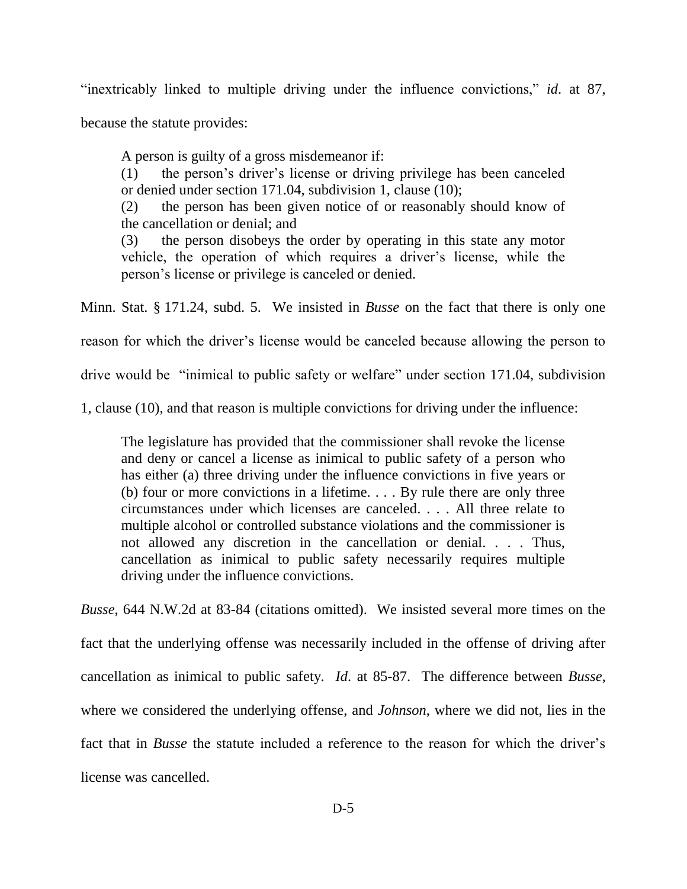"inextricably linked to multiple driving under the influence convictions," *id*. at 87, because the statute provides:

> A person is guilty of a gross misdemeanor if:
> (1) the person's driver's license or driving privilege has been canceled or denied under section 171.04, subdivision 1, clause (10);
> (2) the person has been given notice of or reasonably should know of the cancellation or denial; and
> (3) the person disobeys the order by operating in this state any motor vehicle, the operation of which requires a driver's license, while the person's license or privilege is canceled or denied.

Minn. Stat. § 171.24, subd. 5. We insisted in *Busse* on the fact that there is only one reason for which the driver's license would be canceled because allowing the person to drive would be "inimical to public safety or welfare" under section 171.04, subdivision 1, clause (10), and that reason is multiple convictions for driving under the influence:

> The legislature has provided that the commissioner shall revoke the license and deny or cancel a license as inimical to public safety of a person who has either (a) three driving under the influence convictions in five years or (b) four or more convictions in a lifetime. . . . By rule there are only three circumstances under which licenses are canceled. . . . All three relate to multiple alcohol or controlled substance violations and the commissioner is not allowed any discretion in the cancellation or denial. . . . Thus, cancellation as inimical to public safety necessarily requires multiple driving under the influence convictions.

*Busse*, 644 N.W.2d at 83-84 (citations omitted). We insisted several more times on the fact that the underlying offense was necessarily included in the offense of driving after cancellation as inimical to public safety. *Id*. at 85-87. The difference between *Busse*, where we considered the underlying offense, and *Johnson*, where we did not, lies in the fact that in *Busse* the statute included a reference to the reason for which the driver's license was cancelled.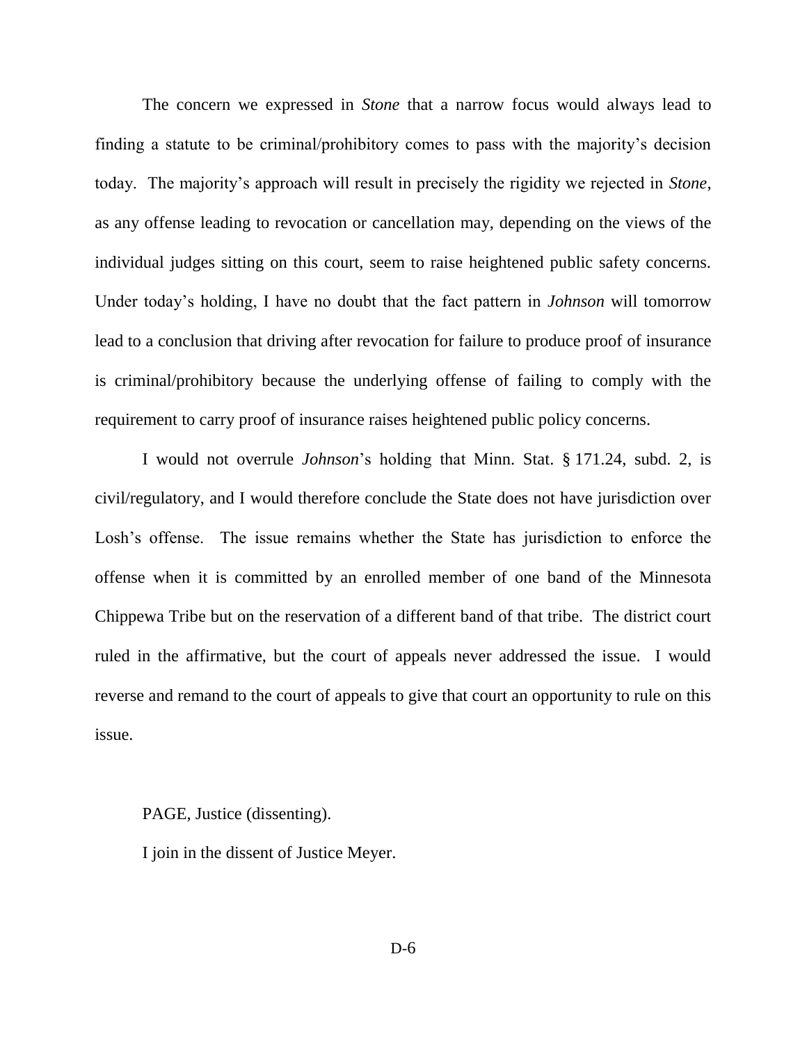The concern we expressed in *Stone* that a narrow focus would always lead to finding a statute to be criminal/prohibitory comes to pass with the majority's decision today. The majority's approach will result in precisely the rigidity we rejected in *Stone*, as any offense leading to revocation or cancellation may, depending on the views of the individual judges sitting on this court, seem to raise heightened public safety concerns. Under today's holding, I have no doubt that the fact pattern in *Johnson* will tomorrow lead to a conclusion that driving after revocation for failure to produce proof of insurance is criminal/prohibitory because the underlying offense of failing to comply with the requirement to carry proof of insurance raises heightened public policy concerns.

I would not overrule *Johnson*'s holding that Minn. Stat. § 171.24, subd. 2, is civil/regulatory, and I would therefore conclude the State does not have jurisdiction over Losh's offense. The issue remains whether the State has jurisdiction to enforce the offense when it is committed by an enrolled member of one band of the Minnesota Chippewa Tribe but on the reservation of a different band of that tribe. The district court ruled in the affirmative, but the court of appeals never addressed the issue. I would reverse and remand to the court of appeals to give that court an opportunity to rule on this issue.

PAGE, Justice (dissenting).

I join in the dissent of Justice Meyer.